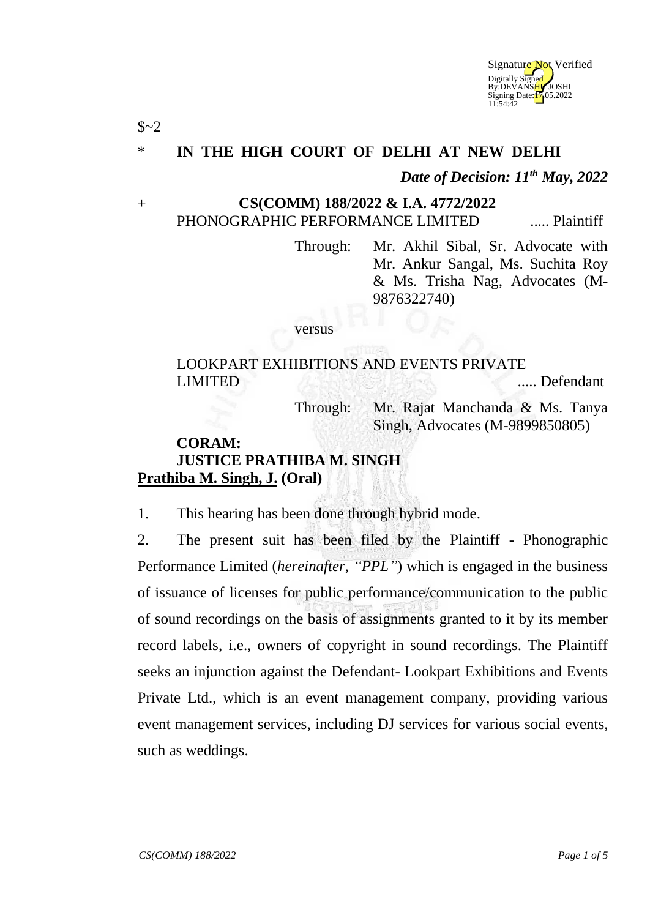$~2

\* **IN THE HIGH COURT OF DELHI AT NEW DELHI**

***Date of Decision: 11th May, 2022***

\+ **CS(COMM) 188/2022 & I.A. 4772/2022**

PHONOGRAPHIC PERFORMANCE LIMITED ..... Plaintiff

Through: Mr. Akhil Sibal, Sr. Advocate with Mr. Ankur Sangal, Ms. Suchita Roy & Ms. Trisha Nag, Advocates (M-9876322740)

versus

LOOKPART EXHIBITIONS AND EVENTS PRIVATE LIMITED ..... Defendant

Through: Mr. Rajat Manchanda & Ms. Tanya Singh, Advocates (M-9899850805)

**CORAM:**
**JUSTICE PRATHIBA M. SINGH**

**Prathiba M. Singh, J. (Oral)**

1. This hearing has been done through hybrid mode.

2. The present suit has been filed by the Plaintiff - Phonographic Performance Limited (*hereinafter, "PPL"*) which is engaged in the business of issuance of licenses for public performance/communication to the public of sound recordings on the basis of assignments granted to it by its member record labels, i.e., owners of copyright in sound recordings. The Plaintiff seeks an injunction against the Defendant- Lookpart Exhibitions and Events Private Ltd., which is an event management company, providing various event management services, including DJ services for various social events, such as weddings.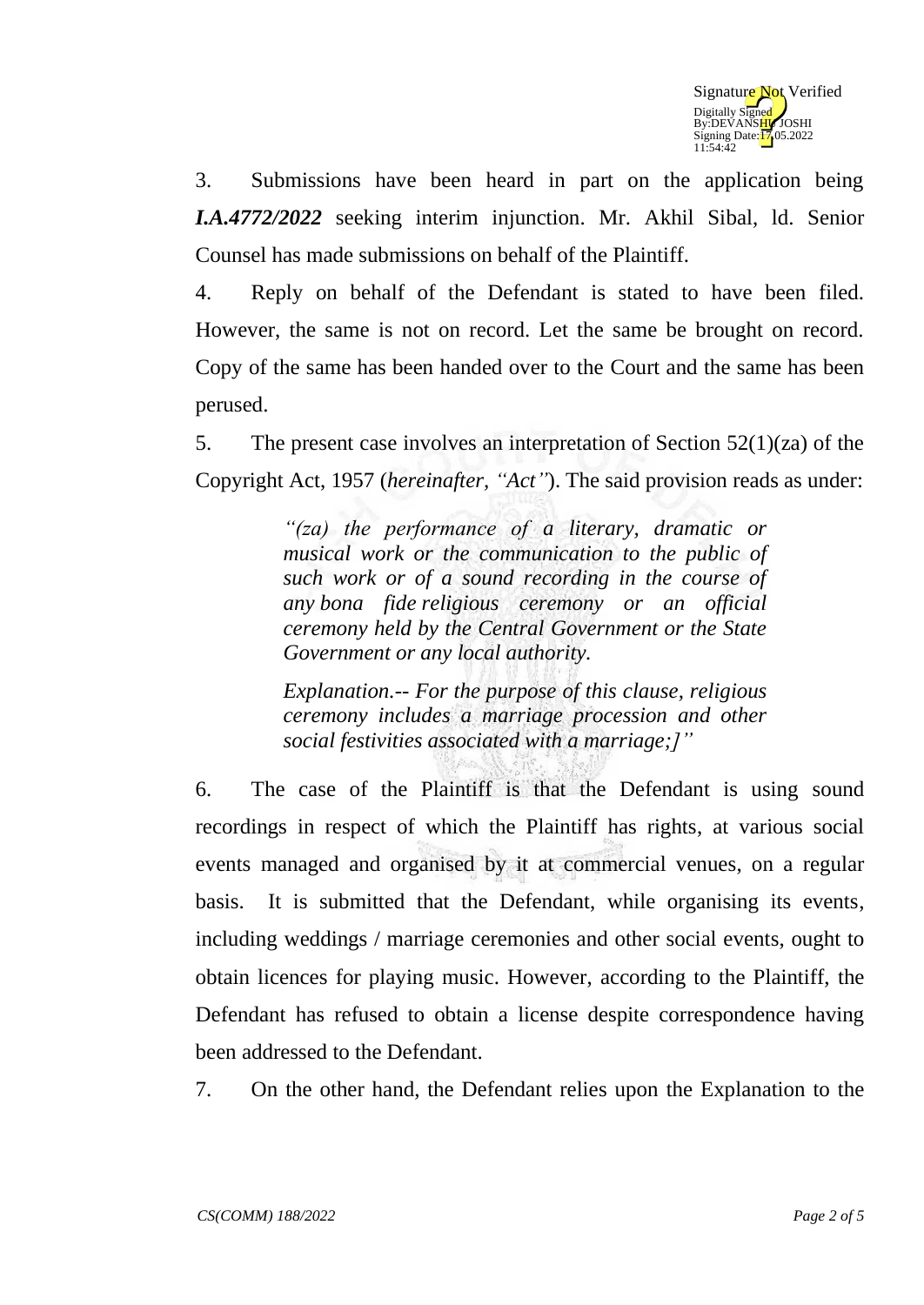3. Submissions have been heard in part on the application being ***I.A.4772/2022*** seeking interim injunction. Mr. Akhil Sibal, ld. Senior Counsel has made submissions on behalf of the Plaintiff.

4. Reply on behalf of the Defendant is stated to have been filed. However, the same is not on record. Let the same be brought on record. Copy of the same has been handed over to the Court and the same has been perused.

5. The present case involves an interpretation of Section 52(1)(za) of the Copyright Act, 1957 (*hereinafter, "Act"*). The said provision reads as under:

> *"(za) the performance of a literary, dramatic or musical work or the communication to the public of such work or of a sound recording in the course of any bona fide religious ceremony or an official ceremony held by the Central Government or the State Government or any local authority.*
>
> *Explanation.-- For the purpose of this clause, religious ceremony includes a marriage procession and other social festivities associated with a marriage;]"*

6. The case of the Plaintiff is that the Defendant is using sound recordings in respect of which the Plaintiff has rights, at various social events managed and organised by it at commercial venues, on a regular basis. It is submitted that the Defendant, while organising its events, including weddings / marriage ceremonies and other social events, ought to obtain licences for playing music. However, according to the Plaintiff, the Defendant has refused to obtain a license despite correspondence having been addressed to the Defendant.

7. On the other hand, the Defendant relies upon the Explanation to the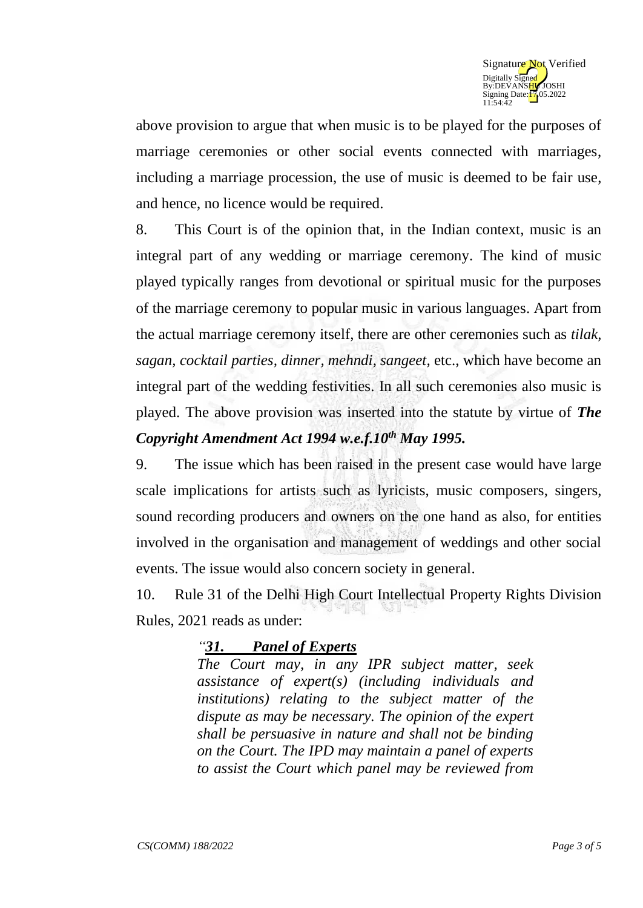above provision to argue that when music is to be played for the purposes of marriage ceremonies or other social events connected with marriages, including a marriage procession, the use of music is deemed to be fair use, and hence, no licence would be required.

8. This Court is of the opinion that, in the Indian context, music is an integral part of any wedding or marriage ceremony. The kind of music played typically ranges from devotional or spiritual music for the purposes of the marriage ceremony to popular music in various languages. Apart from the actual marriage ceremony itself, there are other ceremonies such as *tilak, sagan, cocktail parties, dinner, mehndi, sangeet,* etc., which have become an integral part of the wedding festivities. In all such ceremonies also music is played. The above provision was inserted into the statute by virtue of ***The Copyright Amendment Act 1994 w.e.f.10th May 1995.***

9. The issue which has been raised in the present case would have large scale implications for artists such as lyricists, music composers, singers, sound recording producers and owners on the one hand as also, for entities involved in the organisation and management of weddings and other social events. The issue would also concern society in general.

10. Rule 31 of the Delhi High Court Intellectual Property Rights Division Rules, 2021 reads as under:

> *"**<u>31. Panel of Experts</u>***
> *The Court may, in any IPR subject matter, seek assistance of expert(s) (including individuals and institutions) relating to the subject matter of the dispute as may be necessary. The opinion of the expert shall be persuasive in nature and shall not be binding on the Court. The IPD may maintain a panel of experts to assist the Court which panel may be reviewed from*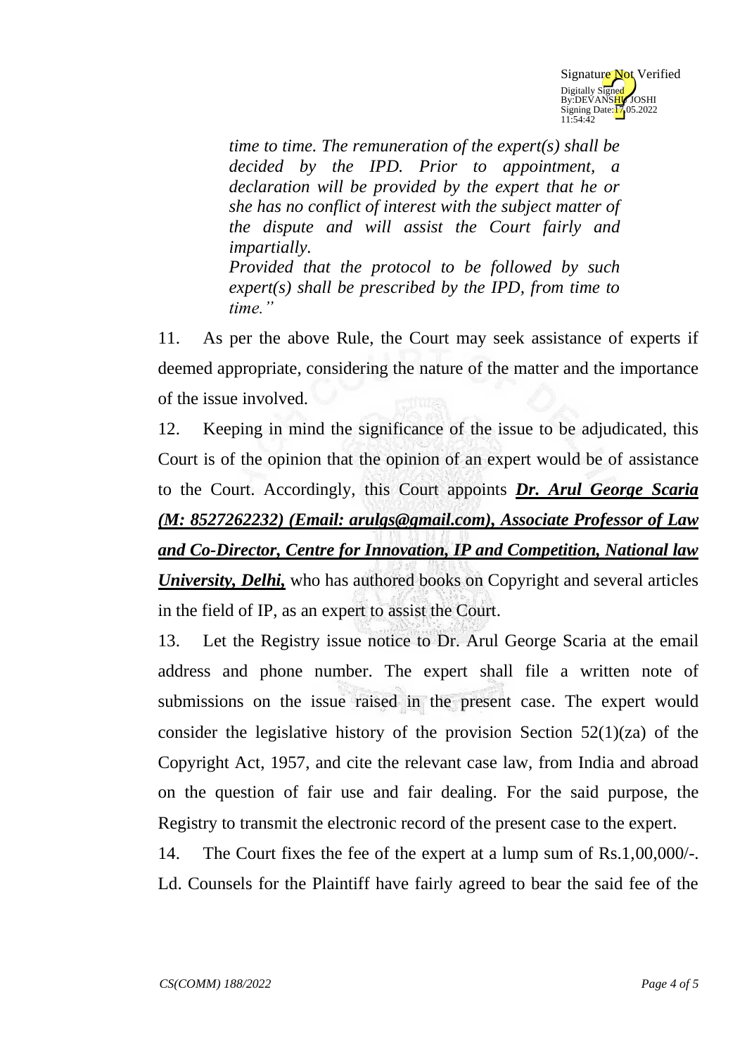*time to time. The remuneration of the expert(s) shall be decided by the IPD. Prior to appointment, a declaration will be provided by the expert that he or she has no conflict of interest with the subject matter of the dispute and will assist the Court fairly and impartially.*

*Provided that the protocol to be followed by such expert(s) shall be prescribed by the IPD, from time to time."*

11. As per the above Rule, the Court may seek assistance of experts if deemed appropriate, considering the nature of the matter and the importance of the issue involved.

12. Keeping in mind the significance of the issue to be adjudicated, this Court is of the opinion that the opinion of an expert would be of assistance to the Court. Accordingly, this Court appoints ***Dr. Arul George Scaria (M: 8527262232) (Email: arulgs@gmail.com), Associate Professor of Law and Co-Director, Centre for Innovation, IP and Competition, National law University, Delhi,*** who has authored books on Copyright and several articles in the field of IP, as an expert to assist the Court.

13. Let the Registry issue notice to Dr. Arul George Scaria at the email address and phone number. The expert shall file a written note of submissions on the issue raised in the present case. The expert would consider the legislative history of the provision Section 52(1)(za) of the Copyright Act, 1957, and cite the relevant case law, from India and abroad on the question of fair use and fair dealing. For the said purpose, the Registry to transmit the electronic record of the present case to the expert.

14. The Court fixes the fee of the expert at a lump sum of Rs.1,00,000/-. Ld. Counsels for the Plaintiff have fairly agreed to bear the said fee of the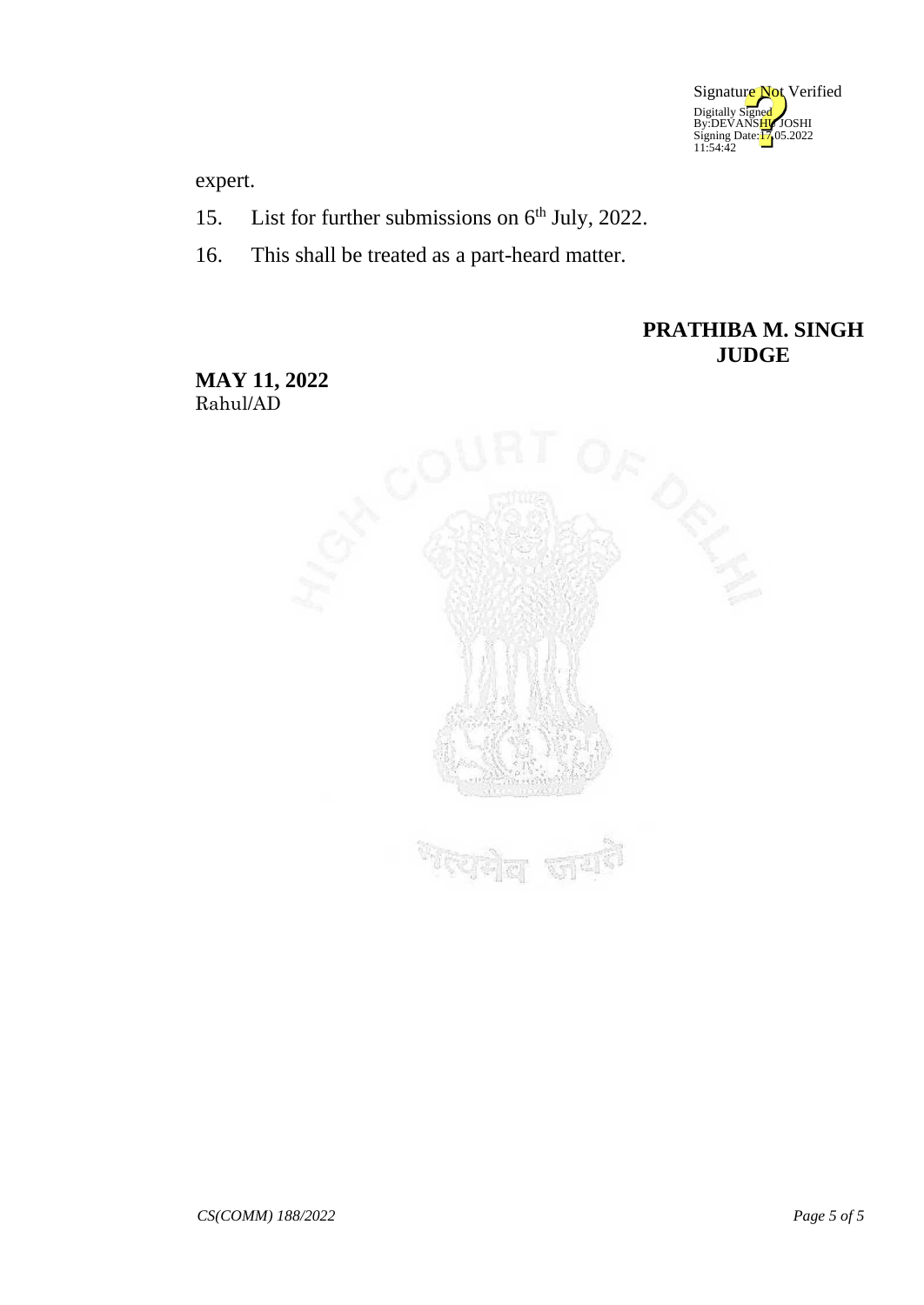expert.

15. List for further submissions on 6th July, 2022.

16. This shall be treated as a part-heard matter.

**PRATHIBA M. SINGH**
**JUDGE**

**MAY 11, 2022**
Rahul/AD